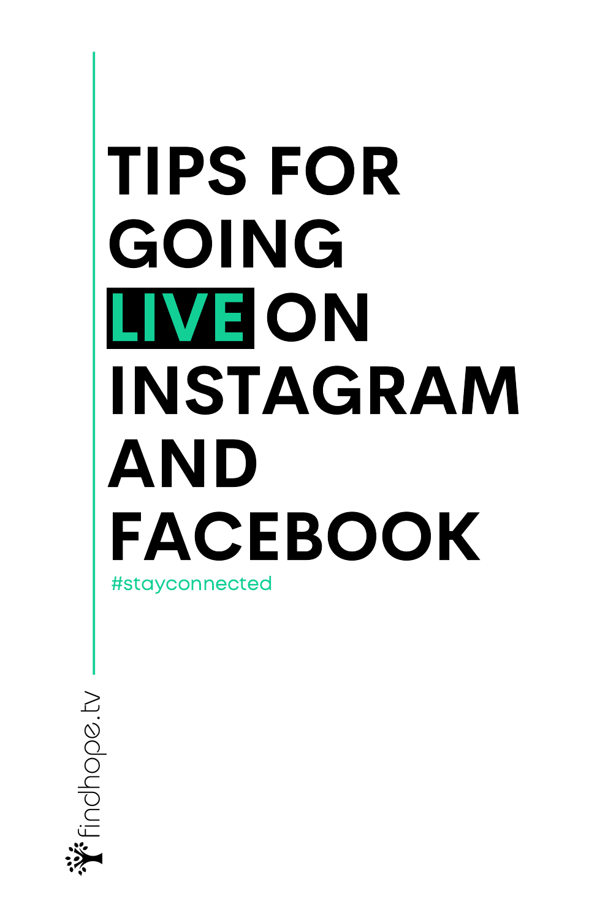# TIPS FOR GOING LIVE ON INSTAGRAM AND FACEBOOK

#stayconnected

findhope.tv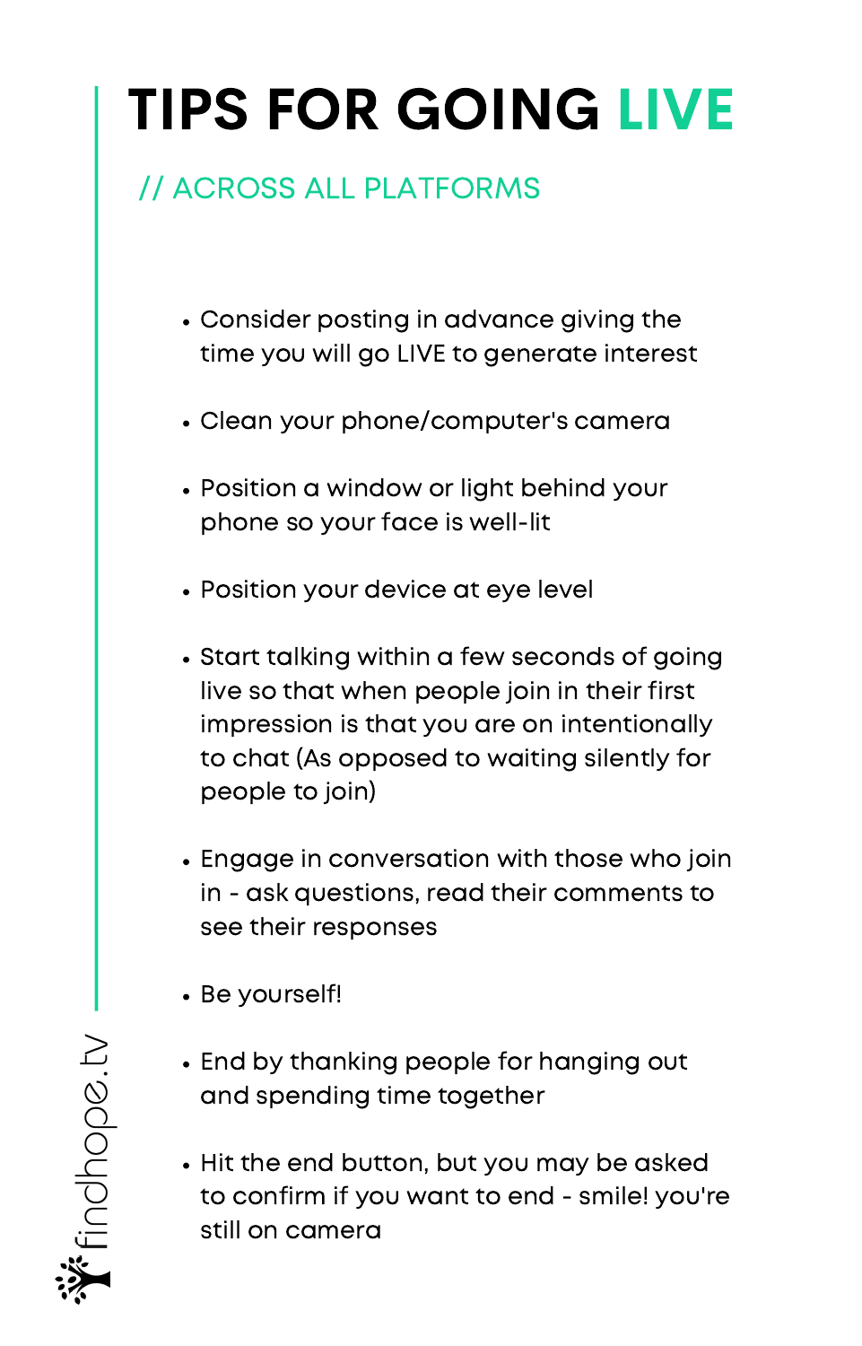# TIPS FOR GOING LIVE

## // ACROSS ALL PLATFORMS

- Consider posting in advance giving the time you will go LIVE to generate interest
- Clean your phone/computer's camera
- Position a window or light behind your phone so your face is well-lit
- Position your device at eye level
- Start talking within a few seconds of going live so that when people join in their first impression is that you are on intentionally to chat (As opposed to waiting silently for people to join)
- Engage in conversation with those who join in - ask questions, read their comments to see their responses
- Be yourself!
- End by thanking people for hanging out and spending time together
- Hit the end button, but you may be asked to confirm if you want to end - smile! you're still on camera

findhope.tv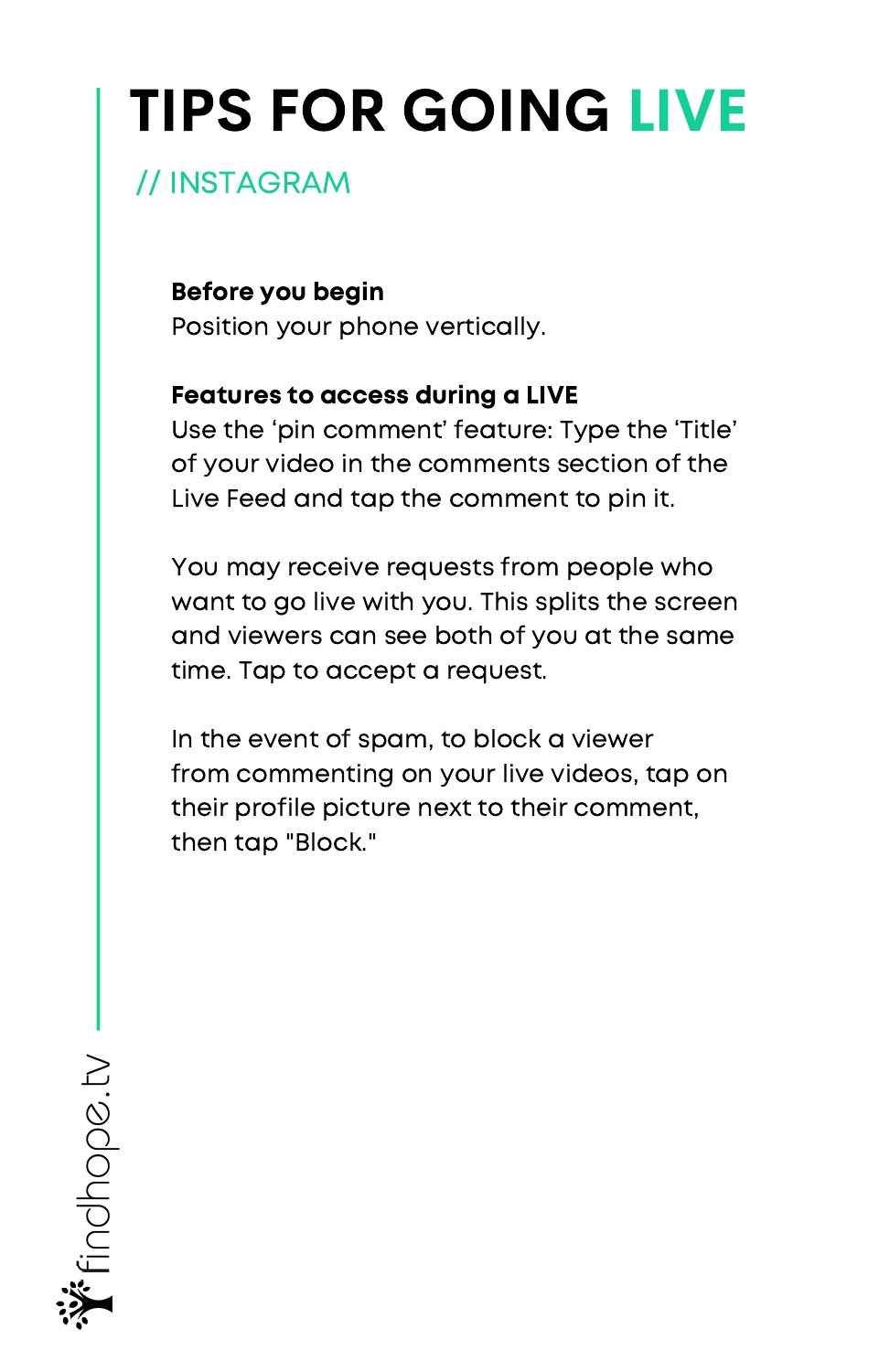# TIPS FOR GOING LIVE

## // INSTAGRAM

**Before you begin**
Position your phone vertically.

**Features to access during a LIVE**
Use the ‘pin comment’ feature: Type the ‘Title’ of your video in the comments section of the Live Feed and tap the comment to pin it.

You may receive requests from people who want to go live with you. This splits the screen and viewers can see both of you at the same time. Tap to accept a request.

In the event of spam, to block a viewer from commenting on your live videos, tap on their profile picture next to their comment, then tap "Block."

findhope.tv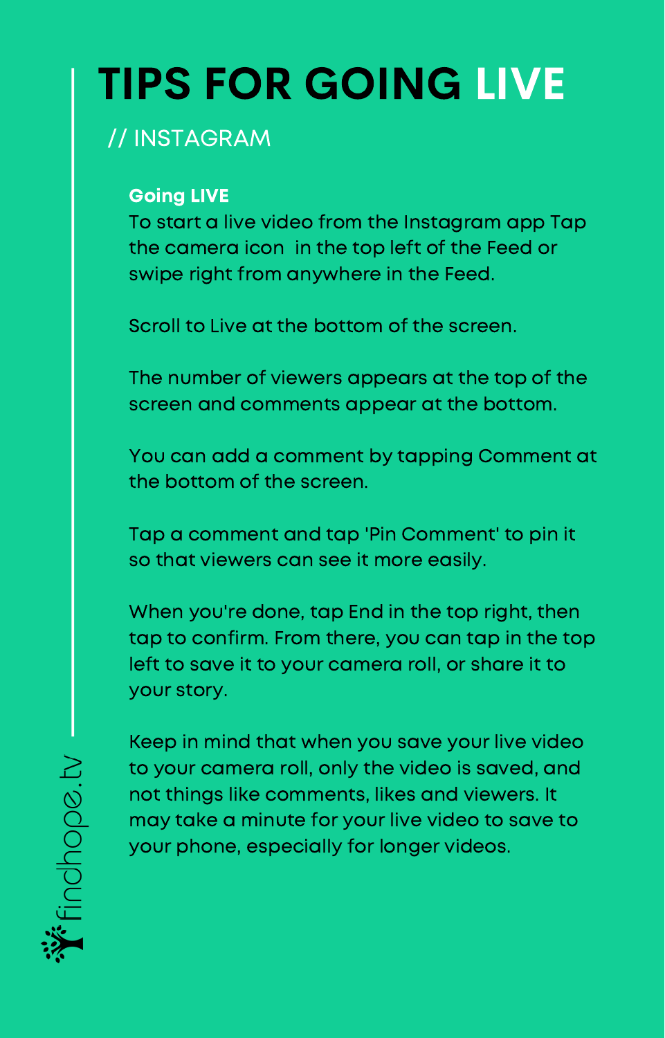# TIPS FOR GOING LIVE

## // INSTAGRAM

**Going LIVE**

To start a live video from the Instagram app Tap the camera icon in the top left of the Feed or swipe right from anywhere in the Feed.

Scroll to Live at the bottom of the screen.

The number of viewers appears at the top of the screen and comments appear at the bottom.

You can add a comment by tapping Comment at the bottom of the screen.

Tap a comment and tap 'Pin Comment' to pin it so that viewers can see it more easily.

When you're done, tap End in the top right, then tap to confirm. From there, you can tap in the top left to save it to your camera roll, or share it to your story.

Keep in mind that when you save your live video to your camera roll, only the video is saved, and not things like comments, likes and viewers. It may take a minute for your live video to save to your phone, especially for longer videos.

findhope.tv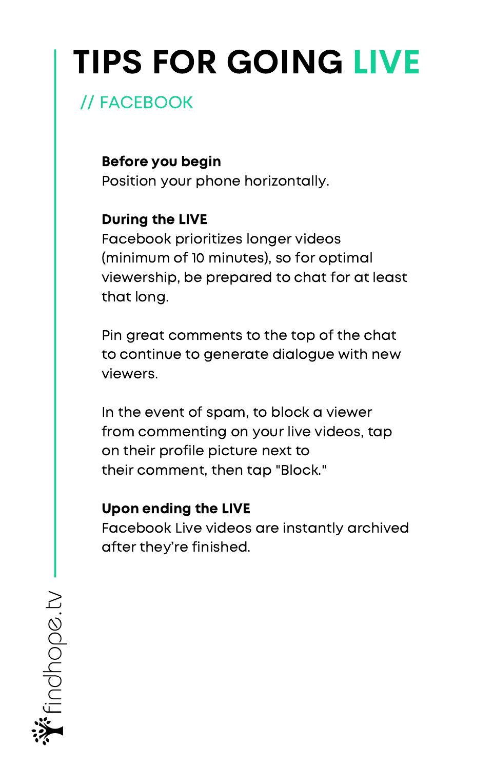# TIPS FOR GOING LIVE

## // FACEBOOK

**Before you begin**
Position your phone horizontally.

**During the LIVE**
Facebook prioritizes longer videos (minimum of 10 minutes), so for optimal viewership, be prepared to chat for at least that long.

Pin great comments to the top of the chat to continue to generate dialogue with new viewers.

In the event of spam, to block a viewer from commenting on your live videos, tap on their profile picture next to their comment, then tap "Block."

**Upon ending the LIVE**
Facebook Live videos are instantly archived after they're finished.

findhope.tv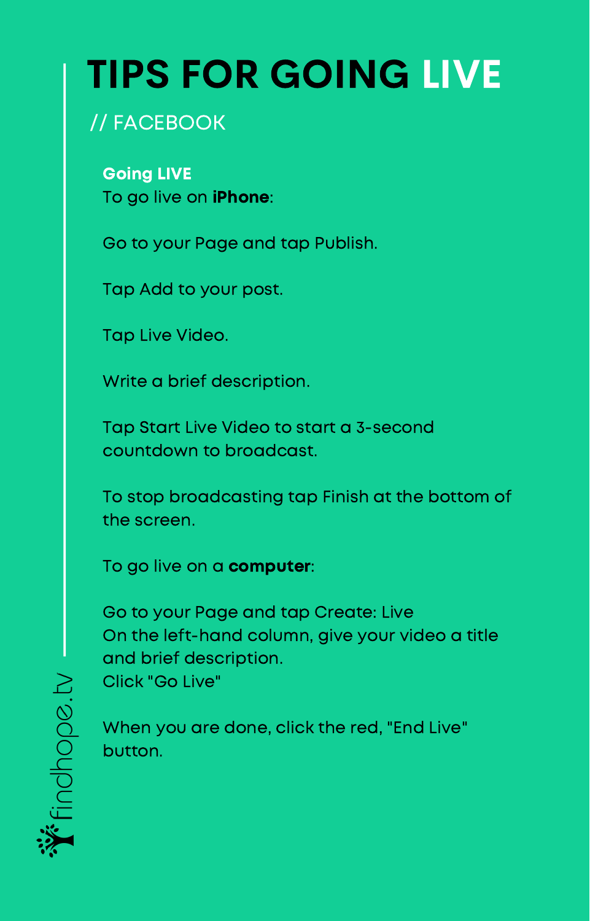# TIPS FOR GOING LIVE

## // FACEBOOK

**Going LIVE**

To go live on **iPhone**:

Go to your Page and tap Publish.

Tap Add to your post.

Tap Live Video.

Write a brief description.

Tap Start Live Video to start a 3-second countdown to broadcast.

To stop broadcasting tap Finish at the bottom of the screen.

To go live on a **computer**:

Go to your Page and tap Create: Live
On the left-hand column, give your video a title and brief description.
Click "Go Live"

When you are done, click the red, "End Live" button.

findhope.tv